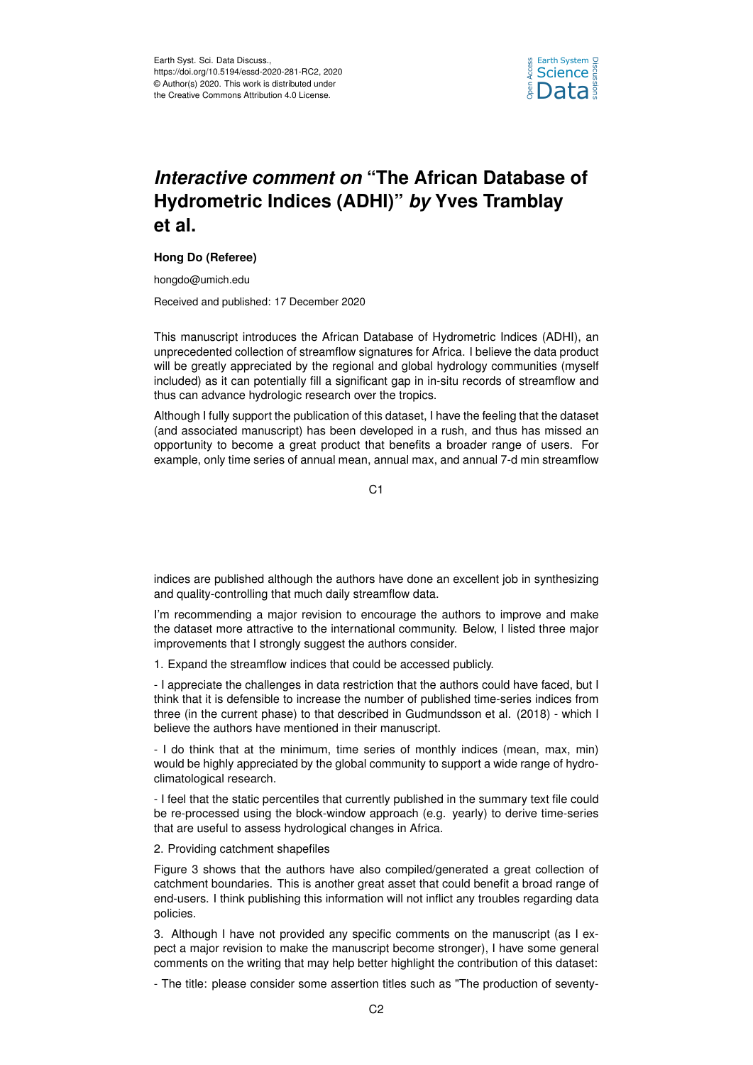# *Interactive comment on* "The African Database of Hydrometric Indices (ADHI)" *by* Yves Tramblay et al.

**Hong Do (Referee)**

hongdo@umich.edu

Received and published: 17 December 2020

This manuscript introduces the African Database of Hydrometric Indices (ADHI), an unprecedented collection of streamflow signatures for Africa. I believe the data product will be greatly appreciated by the regional and global hydrology communities (myself included) as it can potentially fill a significant gap in in-situ records of streamflow and thus can advance hydrologic research over the tropics.

Although I fully support the publication of this dataset, I have the feeling that the dataset (and associated manuscript) has been developed in a rush, and thus has missed an opportunity to become a great product that benefits a broader range of users. For example, only time series of annual mean, annual max, and annual 7-d min streamflow indices are published although the authors have done an excellent job in synthesizing and quality-controlling that much daily streamflow data.

I'm recommending a major revision to encourage the authors to improve and make the dataset more attractive to the international community. Below, I listed three major improvements that I strongly suggest the authors consider.

1. Expand the streamflow indices that could be accessed publicly.

- I appreciate the challenges in data restriction that the authors could have faced, but I think that it is defensible to increase the number of published time-series indices from three (in the current phase) to that described in Gudmundsson et al. (2018) - which I believe the authors have mentioned in their manuscript.

- I do think that at the minimum, time series of monthly indices (mean, max, min) would be highly appreciated by the global community to support a wide range of hydro-climatological research.

- I feel that the static percentiles that currently published in the summary text file could be re-processed using the block-window approach (e.g. yearly) to derive time-series that are useful to assess hydrological changes in Africa.

2. Providing catchment shapefiles

Figure 3 shows that the authors have also compiled/generated a great collection of catchment boundaries. This is another great asset that could benefit a broad range of end-users. I think publishing this information will not inflict any troubles regarding data policies.

3. Although I have not provided any specific comments on the manuscript (as I expect a major revision to make the manuscript become stronger), I have some general comments on the writing that may help better highlight the contribution of this dataset:

- The title: please consider some assertion titles such as "The production of seventy-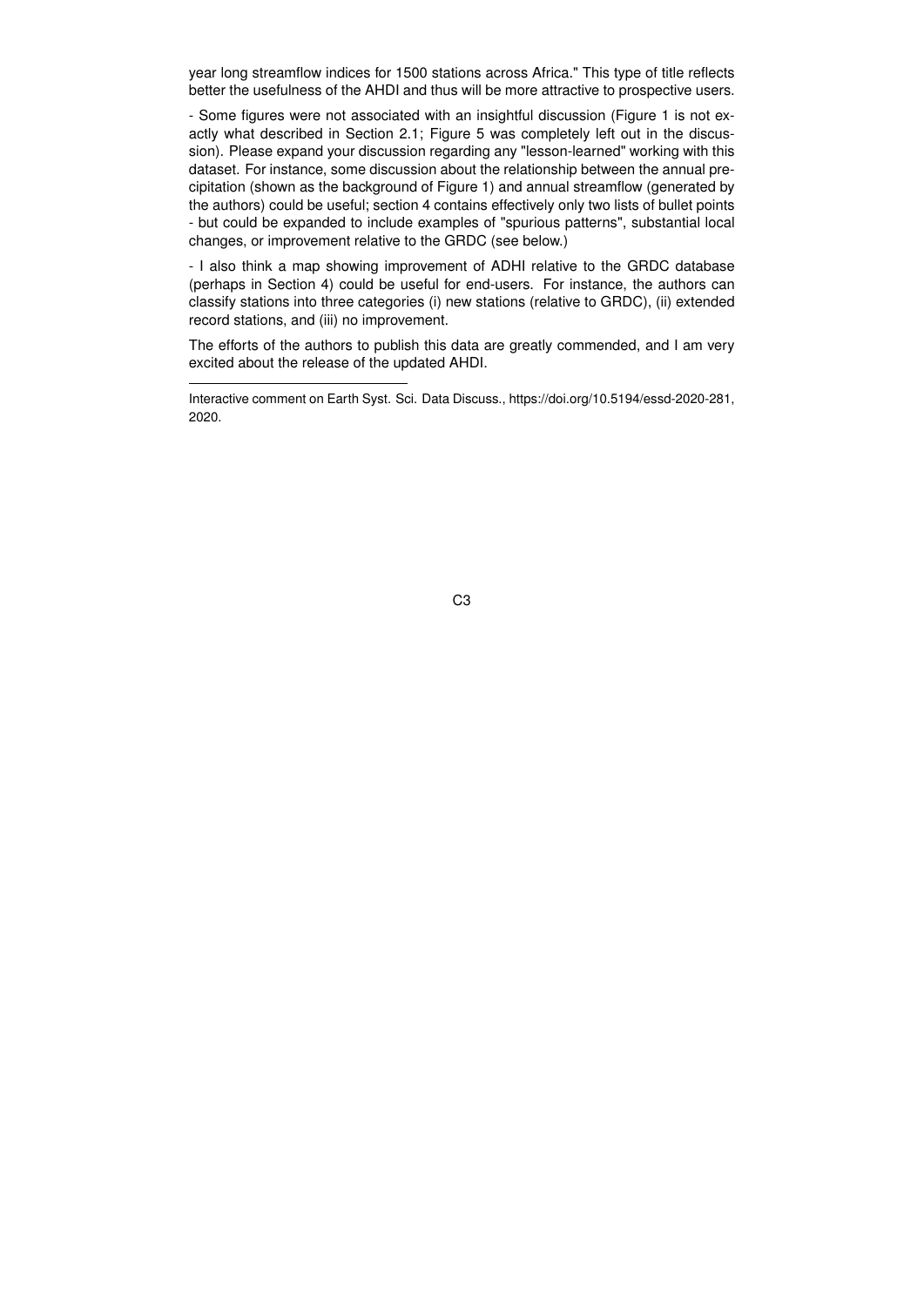year long streamflow indices for 1500 stations across Africa." This type of title reflects better the usefulness of the AHDI and thus will be more attractive to prospective users.

- Some figures were not associated with an insightful discussion (Figure 1 is not exactly what described in Section 2.1; Figure 5 was completely left out in the discussion). Please expand your discussion regarding any "lesson-learned" working with this dataset. For instance, some discussion about the relationship between the annual precipitation (shown as the background of Figure 1) and annual streamflow (generated by the authors) could be useful; section 4 contains effectively only two lists of bullet points - but could be expanded to include examples of "spurious patterns", substantial local changes, or improvement relative to the GRDC (see below.)

- I also think a map showing improvement of ADHI relative to the GRDC database (perhaps in Section 4) could be useful for end-users. For instance, the authors can classify stations into three categories (i) new stations (relative to GRDC), (ii) extended record stations, and (iii) no improvement.

The efforts of the authors to publish this data are greatly commended, and I am very excited about the release of the updated AHDI.

---

Interactive comment on Earth Syst. Sci. Data Discuss., https://doi.org/10.5194/essd-2020-281, 2020.